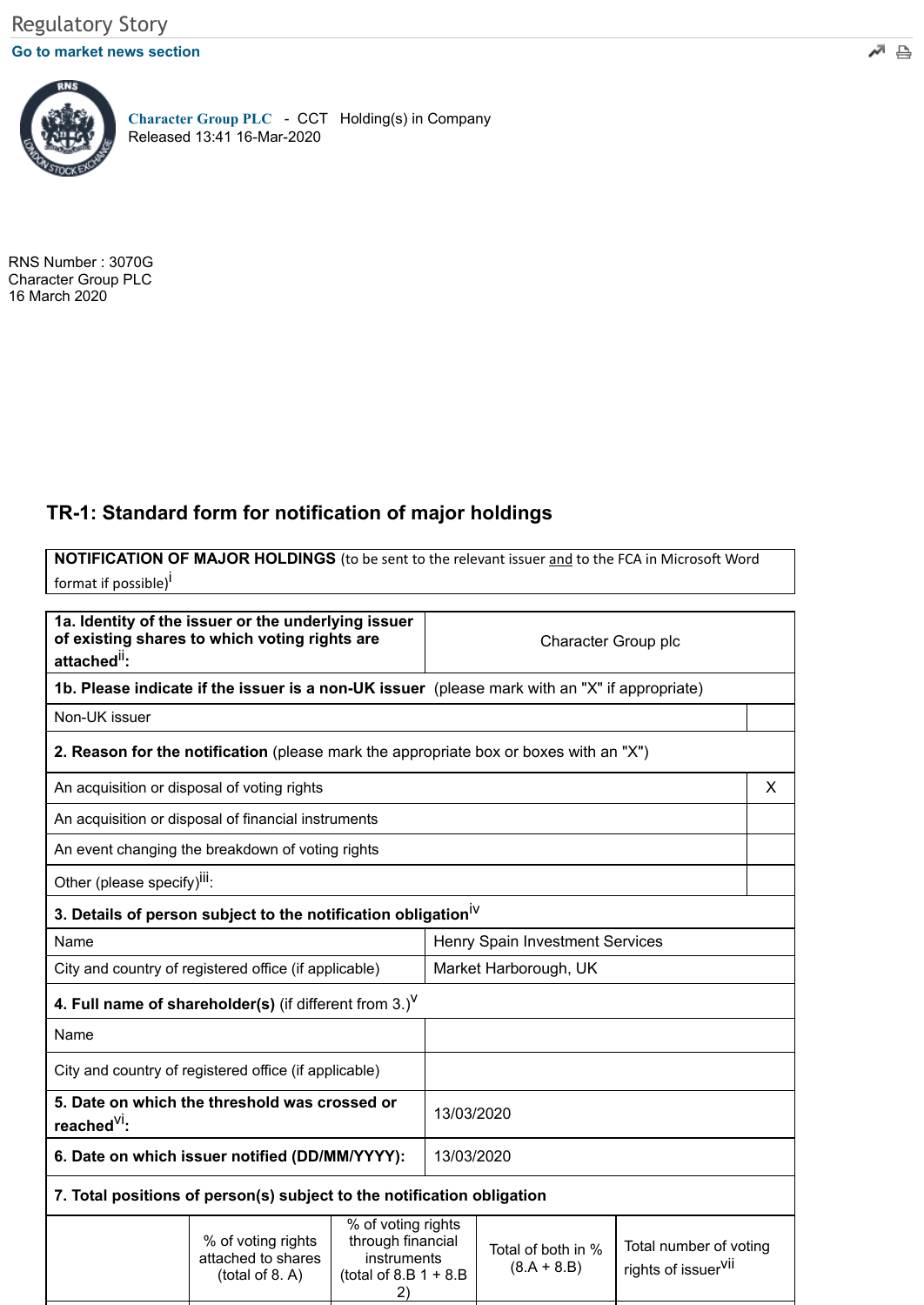Regulatory Story

Go to market news section

**Character Group PLC** - CCT Holding(s) in Company
Released 13:41 16-Mar-2020

RNS Number : 3070G
Character Group PLC
16 March 2020

## TR-1: Standard form for notification of major holdings

| **NOTIFICATION OF MAJOR HOLDINGS** (to be sent to the relevant issuer and to the FCA in Microsoft Word format if possible)[i] |
|---|

| **1a. Identity of the issuer or the underlying issuer of existing shares to which voting rights are attached**[ii]**:** | Character Group plc |
|---|---|
| **1b. Please indicate if the issuer is a non-UK issuer** (please mark with an "X" if appropriate) | |
| Non-UK issuer | |
| **2. Reason for the notification** (please mark the appropriate box or boxes with an "X") | |
| An acquisition or disposal of voting rights | X |
| An acquisition or disposal of financial instruments | |
| An event changing the breakdown of voting rights | |
| Other (please specify)[iii]: | |
| **3. Details of person subject to the notification obligation**[iv] | |
| Name | Henry Spain Investment Services |
| City and country of registered office (if applicable) | Market Harborough, UK |
| **4. Full name of shareholder(s)** (if different from 3.)[v] | |
| Name | |
| City and country of registered office (if applicable) | |
| **5. Date on which the threshold was crossed or reached**[vi]**:** | 13/03/2020 |
| **6. Date on which issuer notified (DD/MM/YYYY):** | 13/03/2020 |

**7. Total positions of person(s) subject to the notification obligation**

| | % of voting rights attached to shares (total of 8. A) | % of voting rights through financial instruments (total of 8.B 1 + 8.B 2) | Total of both in % (8.A + 8.B) | Total number of voting rights of issuer[vii] |
|---|---|---|---|---|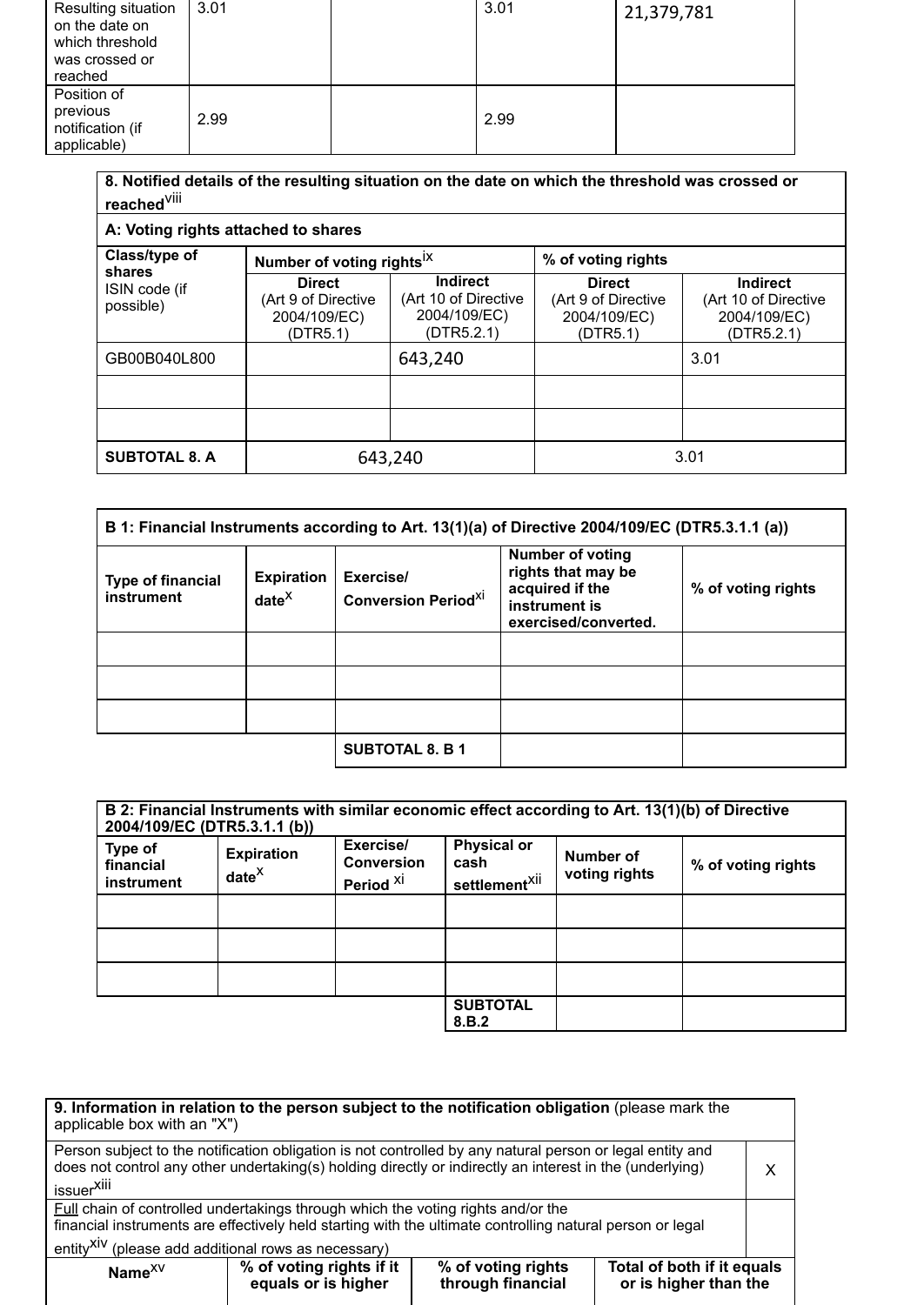| | | | | |
|---|---|---|---|---|
| Resulting situation on the date on which threshold was crossed or reached | 3.01 | | 3.01 | 21,379,781 |
| Position of previous notification (if applicable) | 2.99 | | 2.99 | |

| **8. Notified details of the resulting situation on the date on which the threshold was crossed or reached**[viii] | | | | |
|---|---|---|---|---|
| **A: Voting rights attached to shares** | | | | |
| **Class/type of shares** ISIN code (if possible) | **Number of voting rights**[ix] | | **% of voting rights** | |
| | **Direct** (Art 9 of Directive 2004/109/EC) (DTR5.1) | **Indirect** (Art 10 of Directive 2004/109/EC) (DTR5.2.1) | **Direct** (Art 9 of Directive 2004/109/EC) (DTR5.1) | **Indirect** (Art 10 of Directive 2004/109/EC) (DTR5.2.1) |
| GB00B040L800 | | 643,240 | | 3.01 |
| | | | | |
| | | | | |
| **SUBTOTAL 8. A** | 643,240 | | 3.01 | |

| **B 1: Financial Instruments according to Art. 13(1)(a) of Directive 2004/109/EC (DTR5.3.1.1 (a))** | | | | |
|---|---|---|---|---|
| **Type of financial instrument** | **Expiration date**[x] | **Exercise/ Conversion Period**[xi] | **Number of voting rights that may be acquired if the instrument is exercised/converted.** | **% of voting rights** |
| | | | | |
| | | | | |
| | | | | |
| | | **SUBTOTAL 8. B 1** | | |

| **B 2: Financial Instruments with similar economic effect according to Art. 13(1)(b) of Directive 2004/109/EC (DTR5.3.1.1 (b))** | | | | | |
|---|---|---|---|---|---|
| **Type of financial instrument** | **Expiration date**[x] | **Exercise/ Conversion Period**[xi] | **Physical or cash settlement**[xii] | **Number of voting rights** | **% of voting rights** |
| | | | | | |
| | | | | | |
| | | | | | |
| | | | **SUBTOTAL 8.B.2** | | |

| **9. Information in relation to the person subject to the notification obligation** (please mark the applicable box with an "X") | | | |
|---|---|---|---|
| Person subject to the notification obligation is not controlled by any natural person or legal entity and does not control any other undertaking(s) holding directly or indirectly an interest in the (underlying) issuer[xiii] | | | X |
| Full chain of controlled undertakings through which the voting rights and/or the financial instruments are effectively held starting with the ultimate controlling natural person or legal entity[xiv] (please add additional rows as necessary) | | | |
| **Name**[xv] | **% of voting rights if it equals or is higher** | **% of voting rights through financial** | **Total of both if it equals or is higher than the** |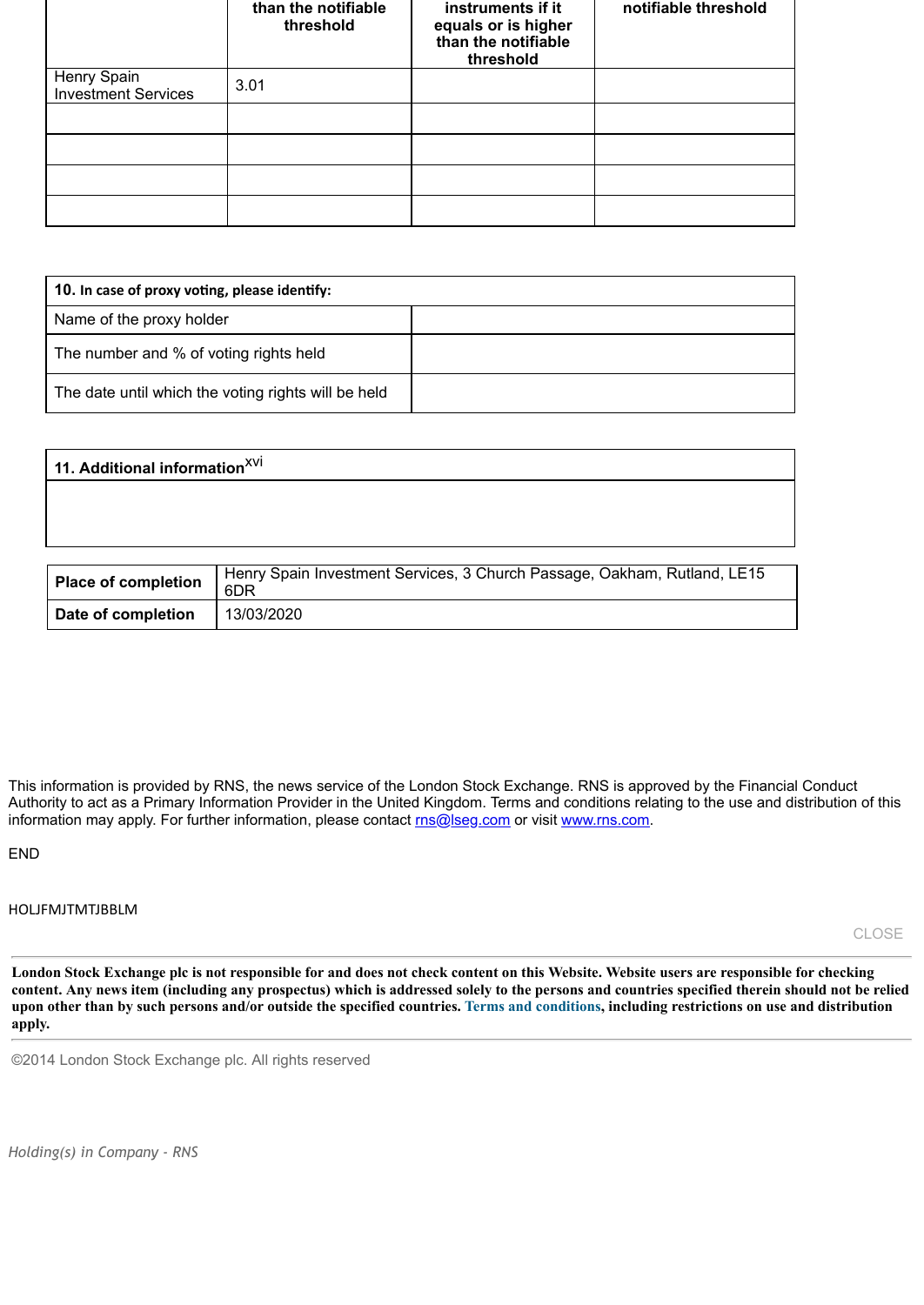| | than the notifiable threshold | instruments if it equals or is higher than the notifiable threshold | notifiable threshold |
|---|---|---|---|
| Henry Spain Investment Services | 3.01 | | |
| | | | |
| | | | |
| | | | |
| | | | |

| **10. In case of proxy voting, please identify:** | |
|---|---|
| Name of the proxy holder | |
| The number and % of voting rights held | |
| The date until which the voting rights will be held | |

| **11. Additional information[xvi]** |
|---|
| |

| | |
|---|---|
| **Place of completion** | Henry Spain Investment Services, 3 Church Passage, Oakham, Rutland, LE15 6DR |
| **Date of completion** | 13/03/2020 |

This information is provided by RNS, the news service of the London Stock Exchange. RNS is approved by the Financial Conduct Authority to act as a Primary Information Provider in the United Kingdom. Terms and conditions relating to the use and distribution of this information may apply. For further information, please contact rns@lseg.com or visit www.rns.com.

END

HOLJFMJTMTJBBLM

CLOSE

**London Stock Exchange plc is not responsible for and does not check content on this Website. Website users are responsible for checking content. Any news item (including any prospectus) which is addressed solely to the persons and countries specified therein should not be relied upon other than by such persons and/or outside the specified countries. Terms and conditions, including restrictions on use and distribution apply.**

©2014 London Stock Exchange plc. All rights reserved

*Holding(s) in Company - RNS*